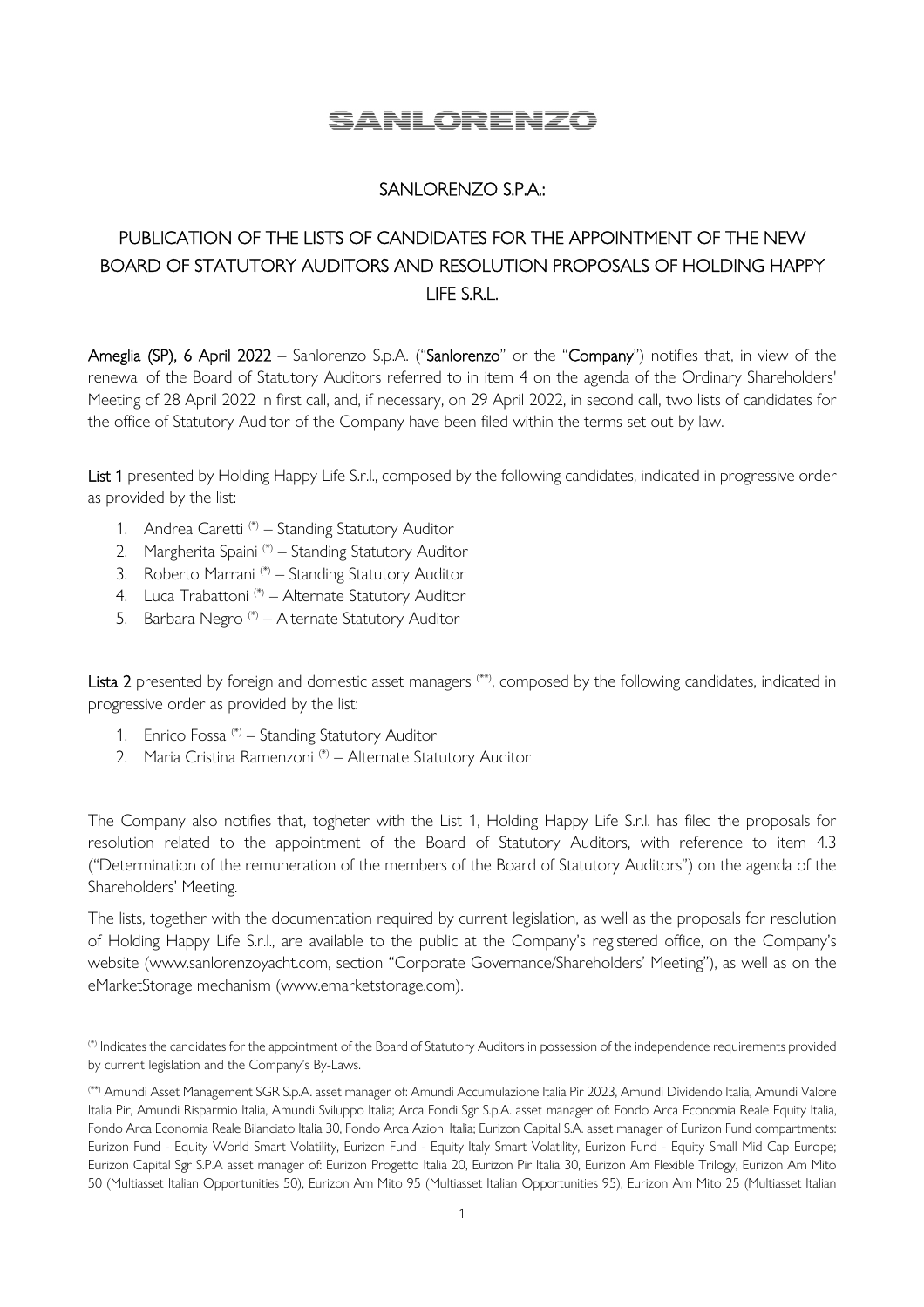SANLORENZO

# SANLORENZO S.P.A.:

## PUBLICATION OF THE LISTS OF CANDIDATES FOR THE APPOINTMENT OF THE NEW BOARD OF STATUTORY AUDITORS AND RESOLUTION PROPOSALS OF HOLDING HAPPY LIFE S.R.L.

**Ameglia (SP), 6 April 2022** – Sanlorenzo S.p.A. ("**Sanlorenzo**" or the "**Company**") notifies that, in view of the renewal of the Board of Statutory Auditors referred to in item 4 on the agenda of the Ordinary Shareholders' Meeting of 28 April 2022 in first call, and, if necessary, on 29 April 2022, in second call, two lists of candidates for the office of Statutory Auditor of the Company have been filed within the terms set out by law.

**List 1** presented by Holding Happy Life S.r.l., composed by the following candidates, indicated in progressive order as provided by the list:

1. Andrea Caretti (*) – Standing Statutory Auditor
2. Margherita Spaini (*) – Standing Statutory Auditor
3. Roberto Marrani (*) – Standing Statutory Auditor
4. Luca Trabattoni (*) – Alternate Statutory Auditor
5. Barbara Negro (*) – Alternate Statutory Auditor

**Lista 2** presented by foreign and domestic asset managers (**), composed by the following candidates, indicated in progressive order as provided by the list:

1. Enrico Fossa (*) – Standing Statutory Auditor
2. Maria Cristina Ramenzoni (*) – Alternate Statutory Auditor

The Company also notifies that, togheter with the List 1, Holding Happy Life S.r.l. has filed the proposals for resolution related to the appointment of the Board of Statutory Auditors, with reference to item 4.3 ("Determination of the remuneration of the members of the Board of Statutory Auditors") on the agenda of the Shareholders' Meeting.

The lists, together with the documentation required by current legislation, as well as the proposals for resolution of Holding Happy Life S.r.l., are available to the public at the Company's registered office, on the Company's website (www.sanlorenzoyacht.com, section "Corporate Governance/Shareholders' Meeting"), as well as on the eMarketStorage mechanism (www.emarketstorage.com).

(*) Indicates the candidates for the appointment of the Board of Statutory Auditors in possession of the independence requirements provided by current legislation and the Company's By-Laws.

(**) Amundi Asset Management SGR S.p.A. asset manager of: Amundi Accumulazione Italia Pir 2023, Amundi Dividendo Italia, Amundi Valore Italia Pir, Amundi Risparmio Italia, Amundi Sviluppo Italia; Arca Fondi Sgr S.p.A. asset manager of: Fondo Arca Economia Reale Equity Italia, Fondo Arca Economia Reale Bilanciato Italia 30, Fondo Arca Azioni Italia; Eurizon Capital S.A. asset manager of Eurizon Fund compartments: Eurizon Fund - Equity World Smart Volatility, Eurizon Fund - Equity Italy Smart Volatility, Eurizon Fund - Equity Small Mid Cap Europe; Eurizon Capital Sgr S.P.A asset manager of: Eurizon Progetto Italia 20, Eurizon Pir Italia 30, Eurizon Am Flexible Trilogy, Eurizon Am Mito 50 (Multiasset Italian Opportunities 50), Eurizon Am Mito 95 (Multiasset Italian Opportunities 95), Eurizon Am Mito 25 (Multiasset Italian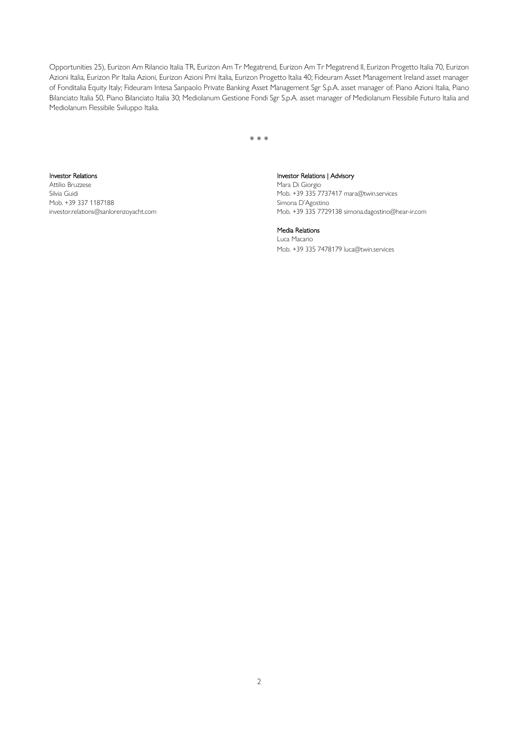Opportunities 25), Eurizon Am Rilancio Italia TR, Eurizon Am Tr Megatrend, Eurizon Am Tr Megatrend II, Eurizon Progetto Italia 70, Eurizon Azioni Italia, Eurizon Pir Italia Azioni, Eurizon Azioni Pmi Italia, Eurizon Progetto Italia 40; Fideuram Asset Management Ireland asset manager of Fonditalia Equity Italy; Fideuram Intesa Sanpaolo Private Banking Asset Management Sgr S.p.A. asset manager of: Piano Azioni Italia, Piano Bilanciato Italia 50, Piano Bilanciato Italia 30; Mediolanum Gestione Fondi Sgr S.p.A. asset manager of Mediolanum Flessibile Futuro Italia and Mediolanum Flessibile Sviluppo Italia.

\* \* \*

**Investor Relations**
Attilio Bruzzese
Silvia Guidi
Mob. +39 337 1187188
investor.relations@sanlorenzoyacht.com

**Investor Relations | Advisory**
Mara Di Giorgio
Mob. +39 335 7737417 mara@twin.services
Simona D'Agostino
Mob. +39 335 7729138 simona.dagostino@hear-ir.com

**Media Relations**
Luca Macario
Mob. +39 335 7478179 luca@twin.services